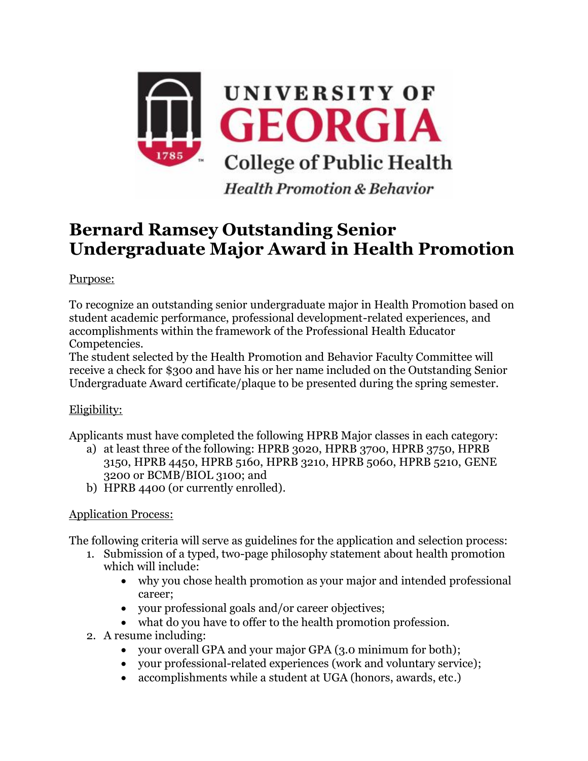UNIVERSITY OF GEORGIA

College of Public Health

*Health Promotion & Behavior*

# Bernard Ramsey Outstanding Senior Undergraduate Major Award in Health Promotion

Purpose:

To recognize an outstanding senior undergraduate major in Health Promotion based on student academic performance, professional development-related experiences, and accomplishments within the framework of the Professional Health Educator Competencies.

The student selected by the Health Promotion and Behavior Faculty Committee will receive a check for $300 and have his or her name included on the Outstanding Senior Undergraduate Award certificate/plaque to be presented during the spring semester.

Eligibility:

Applicants must have completed the following HPRB Major classes in each category:

a) at least three of the following: HPRB 3020, HPRB 3700, HPRB 3750, HPRB 3150, HPRB 4450, HPRB 5160, HPRB 3210, HPRB 5060, HPRB 5210, GENE 3200 or BCMB/BIOL 3100; and
b) HPRB 4400 (or currently enrolled).

Application Process:

The following criteria will serve as guidelines for the application and selection process:

1. Submission of a typed, two-page philosophy statement about health promotion which will include:
   - why you chose health promotion as your major and intended professional career;
   - your professional goals and/or career objectives;
   - what do you have to offer to the health promotion profession.
2. A resume including:
   - your overall GPA and your major GPA (3.0 minimum for both);
   - your professional-related experiences (work and voluntary service);
   - accomplishments while a student at UGA (honors, awards, etc.)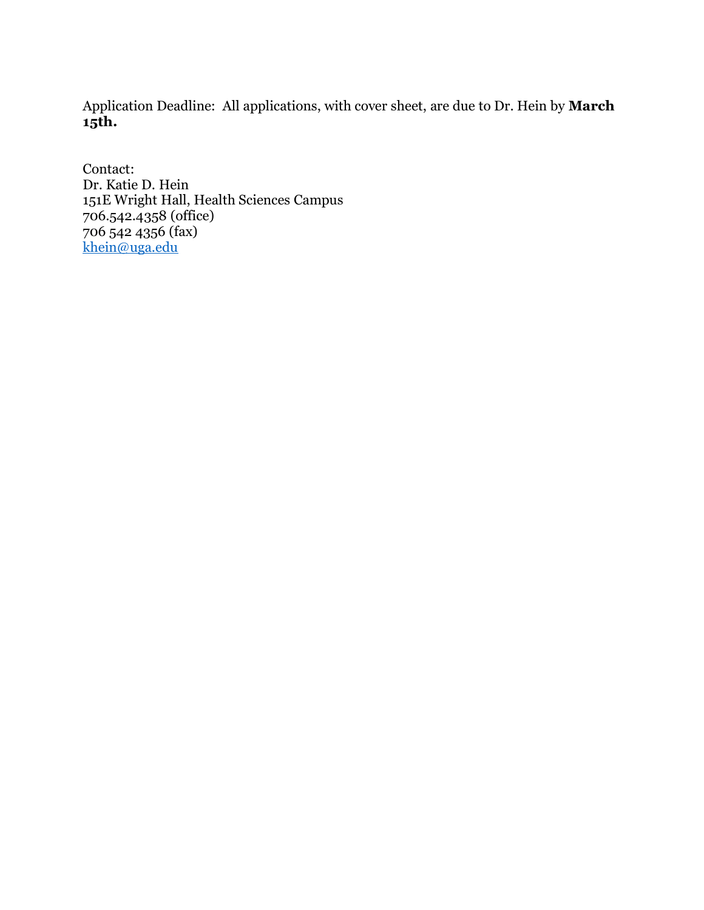Application Deadline: All applications, with cover sheet, are due to Dr. Hein by **March 15th.**

Contact:
Dr. Katie D. Hein
151E Wright Hall, Health Sciences Campus
706.542.4358 (office)
706 542 4356 (fax)
khein@uga.edu